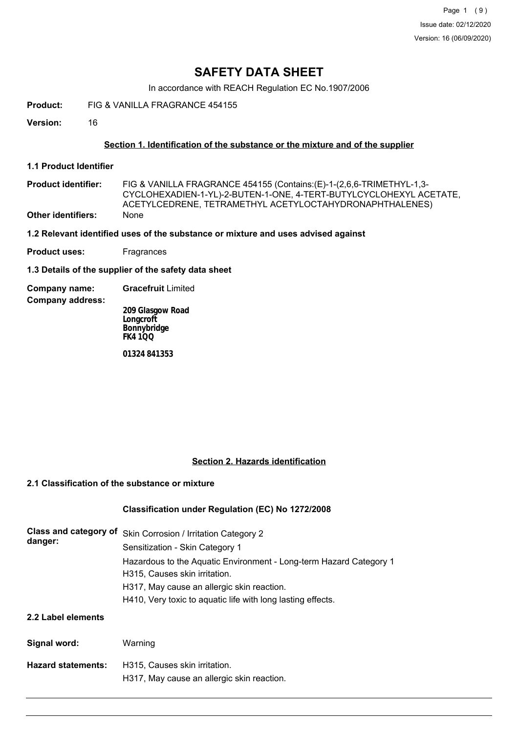# SAFETY DATA SHEET

In accordance with REACH Regulation EC No.1907/2006

**Product:** FIG & VANILLA FRAGRANCE 454155

**Version:** 16

## Section 1. Identification of the substance or the mixture and of the supplier

### 1.1 Product Identifier

**Product identifier:** FIG & VANILLA FRAGRANCE 454155 (Contains:(E)-1-(2,6,6-TRIMETHYL-1,3-CYCLOHEXADIEN-1-YL)-2-BUTEN-1-ONE, 4-TERT-BUTYLCYCLOHEXYL ACETATE, ACETYLCEDRENE, TETRAMETHYL ACETYLOCTAHYDRONAPHTHALENES)

**Other identifiers:** None

### 1.2 Relevant identified uses of the substance or mixture and uses advised against

**Product uses:** Fragrances

### 1.3 Details of the supplier of the safety data sheet

**Company name:** **Gracefruit** Limited

**Company address:**

**209 Glasgow Road**
**Longcroft**
**Bonnybridge**
**FK4 1QQ**

**01324 841353**

## Section 2. Hazards identification

### 2.1 Classification of the substance or mixture

**Classification under Regulation (EC) No 1272/2008**

**Class and category of danger:**

Skin Corrosion / Irritation Category 2
Sensitization - Skin Category 1
Hazardous to the Aquatic Environment - Long-term Hazard Category 1
H315, Causes skin irritation.
H317, May cause an allergic skin reaction.
H410, Very toxic to aquatic life with long lasting effects.

### 2.2 Label elements

**Signal word:** Warning

**Hazard statements:**

H315, Causes skin irritation.
H317, May cause an allergic skin reaction.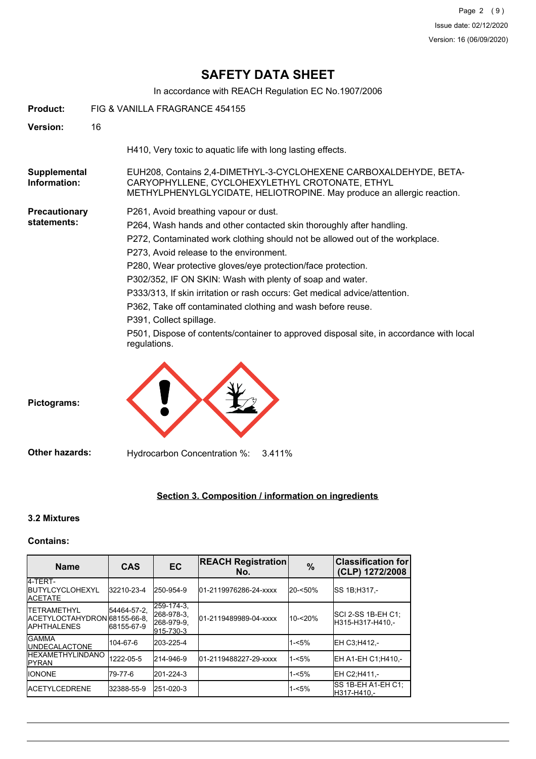# SAFETY DATA SHEET

In accordance with REACH Regulation EC No.1907/2006

**Product:** FIG & VANILLA FRAGRANCE 454155

**Version:** 16

H410, Very toxic to aquatic life with long lasting effects.

**Supplemental Information:** EUH208, Contains 2,4-DIMETHYL-3-CYCLOHEXENE CARBOXALDEHYDE, BETA-CARYOPHYLLENE, CYCLOHEXYLETHYL CROTONATE, ETHYL METHYLPHENYLGLYCIDATE, HELIOTROPINE. May produce an allergic reaction.

**Precautionary statements:**

P261, Avoid breathing vapour or dust.

P264, Wash hands and other contacted skin thoroughly after handling.

P272, Contaminated work clothing should not be allowed out of the workplace.

P273, Avoid release to the environment.

P280, Wear protective gloves/eye protection/face protection.

P302/352, IF ON SKIN: Wash with plenty of soap and water.

P333/313, If skin irritation or rash occurs: Get medical advice/attention.

P362, Take off contaminated clothing and wash before reuse.

P391, Collect spillage.

P501, Dispose of contents/container to approved disposal site, in accordance with local regulations.

**Pictograms:**

**Other hazards:** Hydrocarbon Concentration %: 3.411%

## Section 3. Composition / information on ingredients

### 3.2 Mixtures

**Contains:**

| Name | CAS | EC | REACH Registration No. | % | Classification for (CLP) 1272/2008 |
|---|---|---|---|---|---|
| 4-TERT-BUTYLCYCLOHEXYL ACETATE | 32210-23-4 | 250-954-9 | 01-2119976286-24-xxxx | 20-<50% | SS 1B;H317,- |
| TETRAMETHYL ACETYLOCTAHYDRONAPHTHALENES | 54464-57-2, 68155-66-8, 68155-67-9 | 259-174-3, 268-978-3, 268-979-9, 915-730-3 | 01-2119489989-04-xxxx | 10-<20% | SCI 2-SS 1B-EH C1;H315-H317-H410,- |
| GAMMA UNDECALACTONE | 104-67-6 | 203-225-4 | | 1-<5% | EH C3;H412,- |
| HEXAMETHYLINDANOPYRAN | 1222-05-5 | 214-946-9 | 01-2119488227-29-xxxx | 1-<5% | EH A1-EH C1;H410,- |
| IONONE | 79-77-6 | 201-224-3 | | 1-<5% | EH C2;H411,- |
| ACETYLCEDRENE | 32388-55-9 | 251-020-3 | | 1-<5% | SS 1B-EH A1-EH C1;H317-H410,- |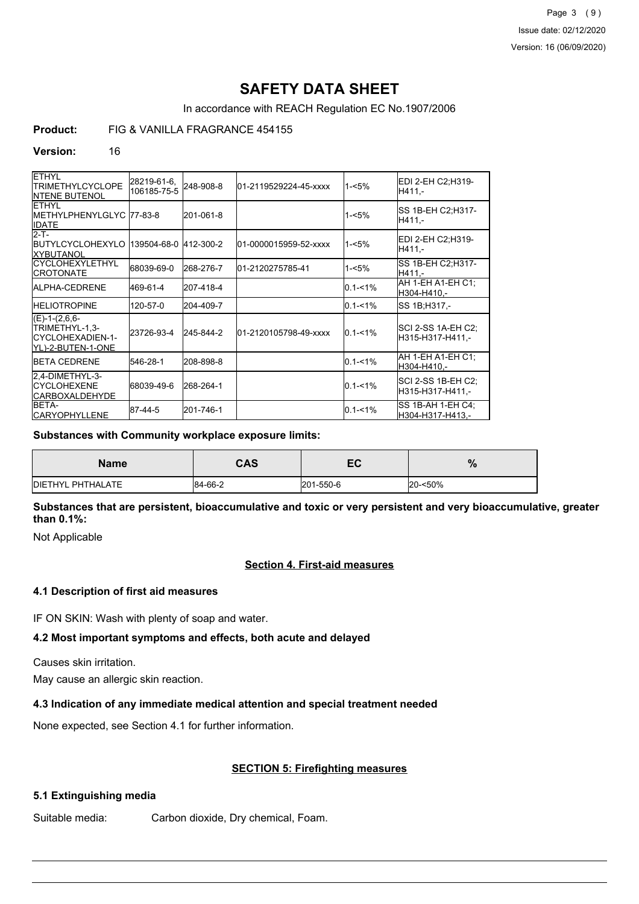# SAFETY DATA SHEET

In accordance with REACH Regulation EC No.1907/2006

**Product:** FIG & VANILLA FRAGRANCE 454155

**Version:** 16

| | | | | | |
|---|---|---|---|---|---|
| ETHYL TRIMETHYLCYCLOPENTENE BUTENOL | 28219-61-6, 106185-75-5 | 248-908-8 | 01-2119529224-45-xxxx | 1-<5% | EDI 2-EH C2;H319-H411,- |
| ETHYL METHYLPHENYLGLYCIDATE | 77-83-8 | 201-061-8 | | 1-<5% | SS 1B-EH C2;H317-H411,- |
| 2-T-BUTYLCYCLOHEXYLOXYBUTANOL | 139504-68-0 | 412-300-2 | 01-0000015959-52-xxxx | 1-<5% | EDI 2-EH C2;H319-H411,- |
| CYCLOHEXYLETHYL CROTONATE | 68039-69-0 | 268-276-7 | 01-2120275785-41 | 1-<5% | SS 1B-EH C2;H317-H411,- |
| ALPHA-CEDRENE | 469-61-4 | 207-418-4 | | 0.1-<1% | AH 1-EH A1-EH C1;H304-H410,- |
| HELIOTROPINE | 120-57-0 | 204-409-7 | | 0.1-<1% | SS 1B;H317,- |
| (E)-1-(2,6,6-TRIMETHYL-1,3-CYCLOHEXADIEN-1-YL)-2-BUTEN-1-ONE | 23726-93-4 | 245-844-2 | 01-2120105798-49-xxxx | 0.1-<1% | SCI 2-SS 1A-EH C2;H315-H317-H411,- |
| BETA CEDRENE | 546-28-1 | 208-898-8 | | 0.1-<1% | AH 1-EH A1-EH C1;H304-H410,- |
| 2,4-DIMETHYL-3-CYCLOHEXENE CARBOXALDEHYDE | 68039-49-6 | 268-264-1 | | 0.1-<1% | SCI 2-SS 1B-EH C2;H315-H317-H411,- |
| BETA-CARYOPHYLLENE | 87-44-5 | 201-746-1 | | 0.1-<1% | SS 1B-AH 1-EH C4;H304-H317-H413,- |

**Substances with Community workplace exposure limits:**

| Name | CAS | EC | % |
|---|---|---|---|
| DIETHYL PHTHALATE | 84-66-2 | 201-550-6 | 20-<50% |

**Substances that are persistent, bioaccumulative and toxic or very persistent and very bioaccumulative, greater than 0.1%:**

Not Applicable

## Section 4. First-aid measures

### 4.1 Description of first aid measures

IF ON SKIN: Wash with plenty of soap and water.

### 4.2 Most important symptoms and effects, both acute and delayed

Causes skin irritation.

May cause an allergic skin reaction.

### 4.3 Indication of any immediate medical attention and special treatment needed

None expected, see Section 4.1 for further information.

## SECTION 5: Firefighting measures

### 5.1 Extinguishing media

Suitable media: Carbon dioxide, Dry chemical, Foam.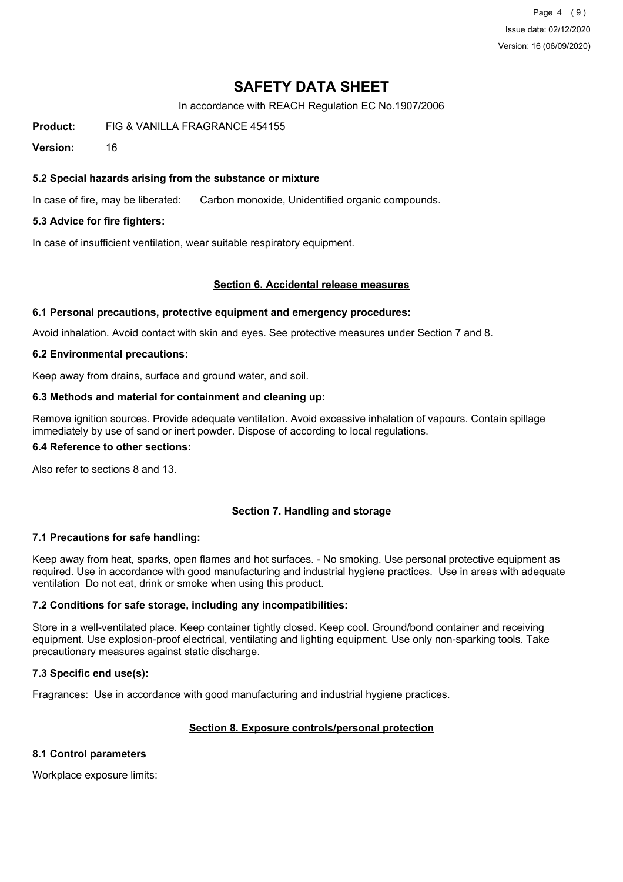### 5.2 Special hazards arising from the substance or mixture

In case of fire, may be liberated: Carbon monoxide, Unidentified organic compounds.

### 5.3 Advice for fire fighters:

In case of insufficient ventilation, wear suitable respiratory equipment.

## Section 6. Accidental release measures

### 6.1 Personal precautions, protective equipment and emergency procedures:

Avoid inhalation. Avoid contact with skin and eyes. See protective measures under Section 7 and 8.

### 6.2 Environmental precautions:

Keep away from drains, surface and ground water, and soil.

### 6.3 Methods and material for containment and cleaning up:

Remove ignition sources. Provide adequate ventilation. Avoid excessive inhalation of vapours. Contain spillage immediately by use of sand or inert powder. Dispose of according to local regulations.

### 6.4 Reference to other sections:

Also refer to sections 8 and 13.

## Section 7. Handling and storage

### 7.1 Precautions for safe handling:

Keep away from heat, sparks, open flames and hot surfaces. - No smoking. Use personal protective equipment as required. Use in accordance with good manufacturing and industrial hygiene practices. Use in areas with adequate ventilation Do not eat, drink or smoke when using this product.

### 7.2 Conditions for safe storage, including any incompatibilities:

Store in a well-ventilated place. Keep container tightly closed. Keep cool. Ground/bond container and receiving equipment. Use explosion-proof electrical, ventilating and lighting equipment. Use only non-sparking tools. Take precautionary measures against static discharge.

### 7.3 Specific end use(s):

Fragrances: Use in accordance with good manufacturing and industrial hygiene practices.

## Section 8. Exposure controls/personal protection

### 8.1 Control parameters

Workplace exposure limits: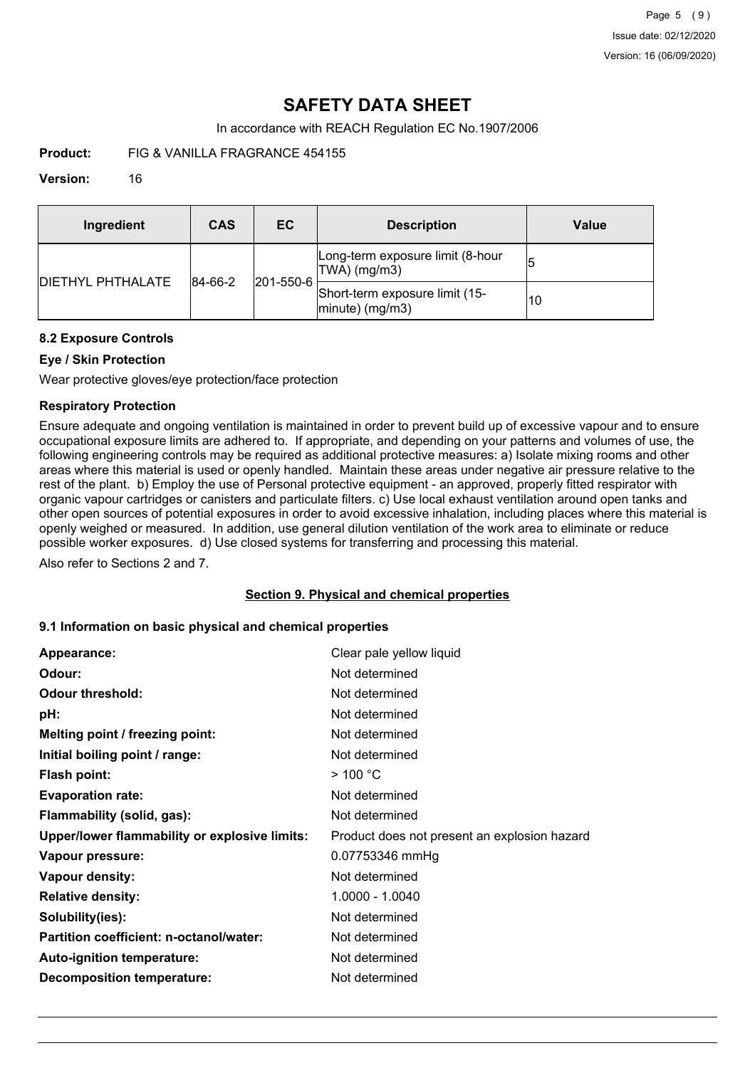# SAFETY DATA SHEET

In accordance with REACH Regulation EC No.1907/2006

**Product:** FIG & VANILLA FRAGRANCE 454155

**Version:** 16

| Ingredient | CAS | EC | Description | Value |
|---|---|---|---|---|
| DIETHYL PHTHALATE | 84-66-2 | 201-550-6 | Long-term exposure limit (8-hour TWA) (mg/m3) | 5 |
| | | | Short-term exposure limit (15-minute) (mg/m3) | 10 |

### 8.2 Exposure Controls

#### Eye / Skin Protection

Wear protective gloves/eye protection/face protection

#### Respiratory Protection

Ensure adequate and ongoing ventilation is maintained in order to prevent build up of excessive vapour and to ensure occupational exposure limits are adhered to. If appropriate, and depending on your patterns and volumes of use, the following engineering controls may be required as additional protective measures: a) Isolate mixing rooms and other areas where this material is used or openly handled. Maintain these areas under negative air pressure relative to the rest of the plant. b) Employ the use of Personal protective equipment - an approved, properly fitted respirator with organic vapour cartridges or canisters and particulate filters. c) Use local exhaust ventilation around open tanks and other open sources of potential exposures in order to avoid excessive inhalation, including places where this material is openly weighed or measured. In addition, use general dilution ventilation of the work area to eliminate or reduce possible worker exposures. d) Use closed systems for transferring and processing this material.

Also refer to Sections 2 and 7.

## Section 9. Physical and chemical properties

### 9.1 Information on basic physical and chemical properties

**Appearance:** Clear pale yellow liquid
**Odour:** Not determined
**Odour threshold:** Not determined
**pH:** Not determined
**Melting point / freezing point:** Not determined
**Initial boiling point / range:** Not determined
**Flash point:** > 100 °C
**Evaporation rate:** Not determined
**Flammability (solid, gas):** Not determined
**Upper/lower flammability or explosive limits:** Product does not present an explosion hazard
**Vapour pressure:** 0.07753346 mmHg
**Vapour density:** Not determined
**Relative density:** 1.0000 - 1.0040
**Solubility(ies):** Not determined
**Partition coefficient: n-octanol/water:** Not determined
**Auto-ignition temperature:** Not determined
**Decomposition temperature:** Not determined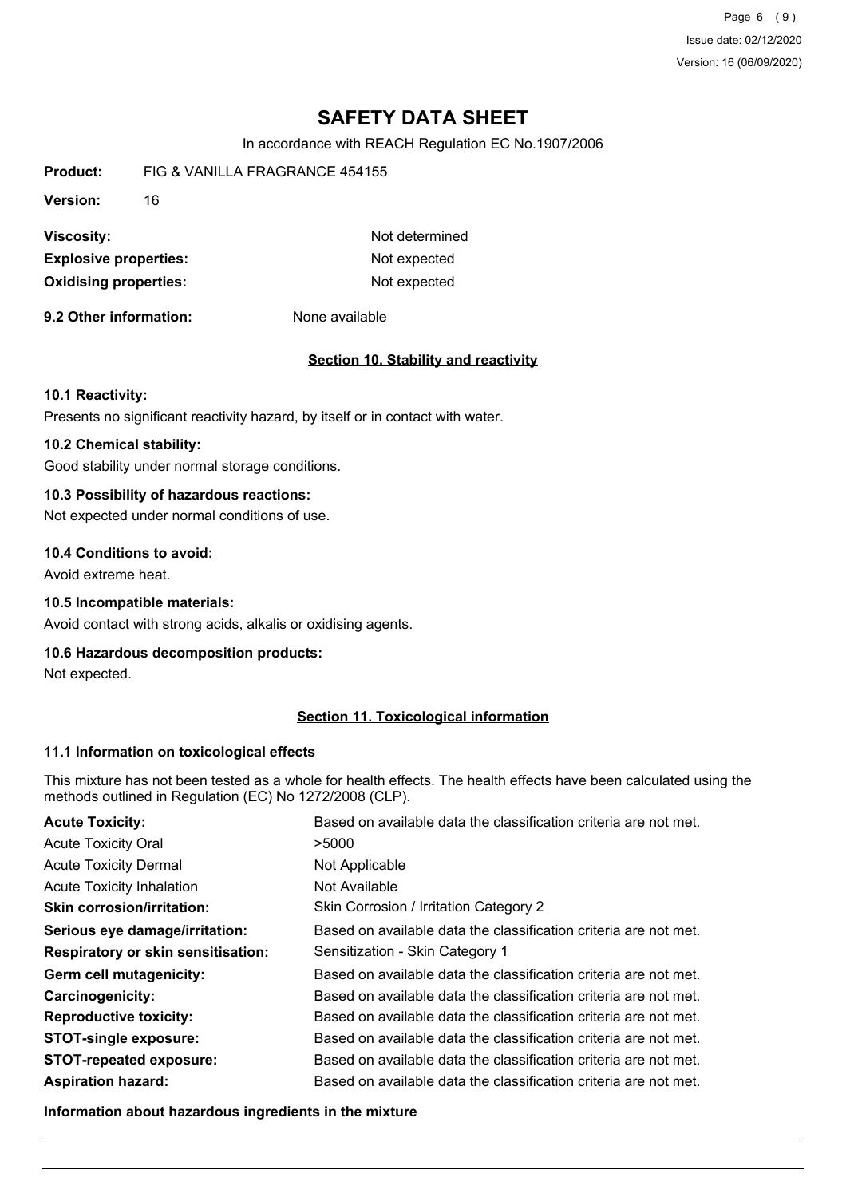# SAFETY DATA SHEET

In accordance with REACH Regulation EC No.1907/2006

**Product:** FIG & VANILLA FRAGRANCE 454155

**Version:** 16

| | |
|---|---|
| **Viscosity:** | Not determined |
| **Explosive properties:** | Not expected |
| **Oxidising properties:** | Not expected |

**9.2 Other information:** None available

## Section 10. Stability and reactivity

**10.1 Reactivity:**

Presents no significant reactivity hazard, by itself or in contact with water.

**10.2 Chemical stability:**

Good stability under normal storage conditions.

**10.3 Possibility of hazardous reactions:**

Not expected under normal conditions of use.

**10.4 Conditions to avoid:**

Avoid extreme heat.

**10.5 Incompatible materials:**

Avoid contact with strong acids, alkalis or oxidising agents.

**10.6 Hazardous decomposition products:**

Not expected.

## Section 11. Toxicological information

**11.1 Information on toxicological effects**

This mixture has not been tested as a whole for health effects. The health effects have been calculated using the methods outlined in Regulation (EC) No 1272/2008 (CLP).

| | |
|---|---|
| **Acute Toxicity:** | Based on available data the classification criteria are not met. |
| Acute Toxicity Oral | >5000 |
| Acute Toxicity Dermal | Not Applicable |
| Acute Toxicity Inhalation | Not Available |
| **Skin corrosion/irritation:** | Skin Corrosion / Irritation Category 2 |
| **Serious eye damage/irritation:** | Based on available data the classification criteria are not met. |
| **Respiratory or skin sensitisation:** | Sensitization - Skin Category 1 |
| **Germ cell mutagenicity:** | Based on available data the classification criteria are not met. |
| **Carcinogenicity:** | Based on available data the classification criteria are not met. |
| **Reproductive toxicity:** | Based on available data the classification criteria are not met. |
| **STOT-single exposure:** | Based on available data the classification criteria are not met. |
| **STOT-repeated exposure:** | Based on available data the classification criteria are not met. |
| **Aspiration hazard:** | Based on available data the classification criteria are not met. |

**Information about hazardous ingredients in the mixture**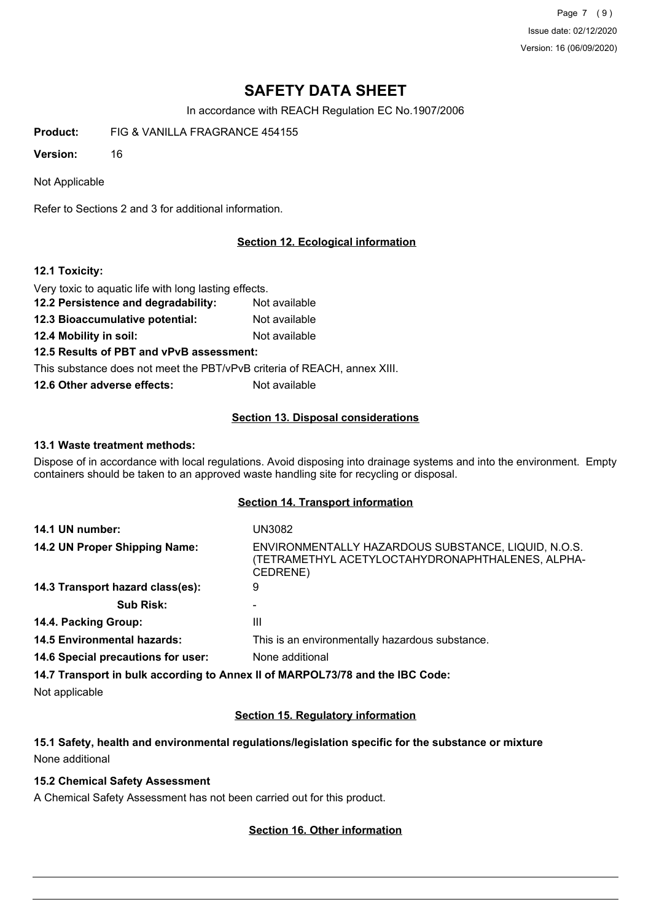# SAFETY DATA SHEET

In accordance with REACH Regulation EC No.1907/2006

**Product:** FIG & VANILLA FRAGRANCE 454155

**Version:** 16

Not Applicable

Refer to Sections 2 and 3 for additional information.

## Section 12. Ecological information

**12.1 Toxicity:**

Very toxic to aquatic life with long lasting effects.

**12.2 Persistence and degradability:** Not available

**12.3 Bioaccumulative potential:** Not available

**12.4 Mobility in soil:** Not available

**12.5 Results of PBT and vPvB assessment:**

This substance does not meet the PBT/vPvB criteria of REACH, annex XIII.

**12.6 Other adverse effects:** Not available

## Section 13. Disposal considerations

**13.1 Waste treatment methods:**

Dispose of in accordance with local regulations. Avoid disposing into drainage systems and into the environment. Empty containers should be taken to an approved waste handling site for recycling or disposal.

## Section 14. Transport information

**14.1 UN number:** UN3082

**14.2 UN Proper Shipping Name:** ENVIRONMENTALLY HAZARDOUS SUBSTANCE, LIQUID, N.O.S. (TETRAMETHYL ACETYLOCTAHYDRONAPHTHALENES, ALPHA-CEDRENE)

**14.3 Transport hazard class(es):** 9

**Sub Risk:** -

**14.4. Packing Group:** III

**14.5 Environmental hazards:** This is an environmentally hazardous substance.

**14.6 Special precautions for user:** None additional

**14.7 Transport in bulk according to Annex II of MARPOL73/78 and the IBC Code:**

Not applicable

## Section 15. Regulatory information

**15.1 Safety, health and environmental regulations/legislation specific for the substance or mixture**

None additional

**15.2 Chemical Safety Assessment**

A Chemical Safety Assessment has not been carried out for this product.

## Section 16. Other information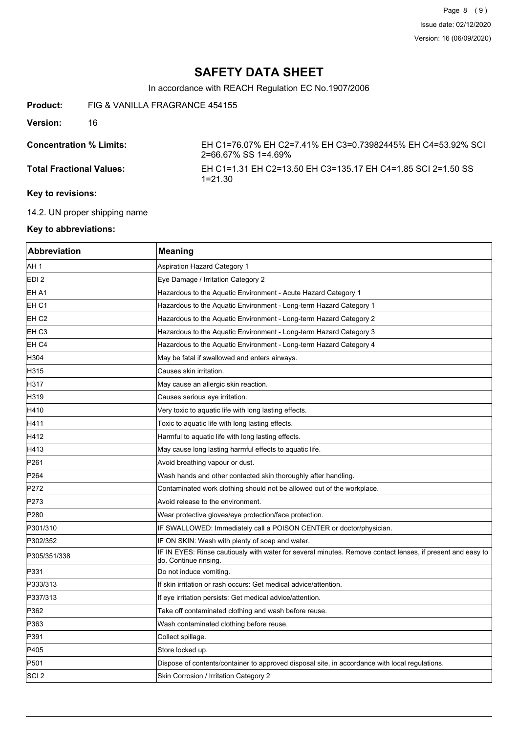# SAFETY DATA SHEET

In accordance with REACH Regulation EC No.1907/2006

**Product:** FIG & VANILLA FRAGRANCE 454155

**Version:** 16

**Concentration % Limits:** EH C1=76.07% EH C2=7.41% EH C3=0.73982445% EH C4=53.92% SCI 2=66.67% SS 1=4.69%

**Total Fractional Values:** EH C1=1.31 EH C2=13.50 EH C3=135.17 EH C4=1.85 SCI 2=1.50 SS 1=21.30

**Key to revisions:**

14.2. UN proper shipping name

**Key to abbreviations:**

| Abbreviation | Meaning |
|---|---|
| AH 1 | Aspiration Hazard Category 1 |
| EDI 2 | Eye Damage / Irritation Category 2 |
| EH A1 | Hazardous to the Aquatic Environment - Acute Hazard Category 1 |
| EH C1 | Hazardous to the Aquatic Environment - Long-term Hazard Category 1 |
| EH C2 | Hazardous to the Aquatic Environment - Long-term Hazard Category 2 |
| EH C3 | Hazardous to the Aquatic Environment - Long-term Hazard Category 3 |
| EH C4 | Hazardous to the Aquatic Environment - Long-term Hazard Category 4 |
| H304 | May be fatal if swallowed and enters airways. |
| H315 | Causes skin irritation. |
| H317 | May cause an allergic skin reaction. |
| H319 | Causes serious eye irritation. |
| H410 | Very toxic to aquatic life with long lasting effects. |
| H411 | Toxic to aquatic life with long lasting effects. |
| H412 | Harmful to aquatic life with long lasting effects. |
| H413 | May cause long lasting harmful effects to aquatic life. |
| P261 | Avoid breathing vapour or dust. |
| P264 | Wash hands and other contacted skin thoroughly after handling. |
| P272 | Contaminated work clothing should not be allowed out of the workplace. |
| P273 | Avoid release to the environment. |
| P280 | Wear protective gloves/eye protection/face protection. |
| P301/310 | IF SWALLOWED: Immediately call a POISON CENTER or doctor/physician. |
| P302/352 | IF ON SKIN: Wash with plenty of soap and water. |
| P305/351/338 | IF IN EYES: Rinse cautiously with water for several minutes. Remove contact lenses, if present and easy to do. Continue rinsing. |
| P331 | Do not induce vomiting. |
| P333/313 | If skin irritation or rash occurs: Get medical advice/attention. |
| P337/313 | If eye irritation persists: Get medical advice/attention. |
| P362 | Take off contaminated clothing and wash before reuse. |
| P363 | Wash contaminated clothing before reuse. |
| P391 | Collect spillage. |
| P405 | Store locked up. |
| P501 | Dispose of contents/container to approved disposal site, in accordance with local regulations. |
| SCI 2 | Skin Corrosion / Irritation Category 2 |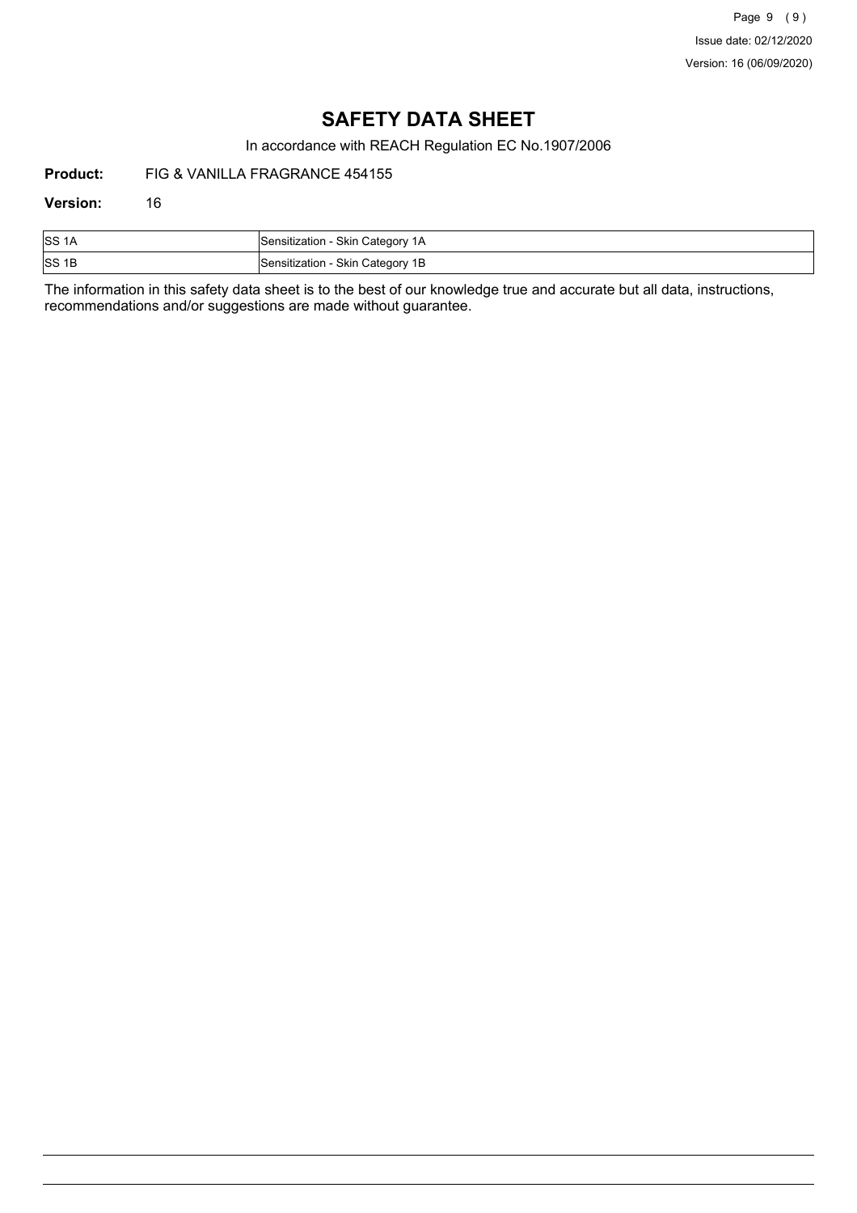# SAFETY DATA SHEET

In accordance with REACH Regulation EC No.1907/2006

**Product:** FIG & VANILLA FRAGRANCE 454155

**Version:** 16

| | |
|---|---|
| SS 1A | Sensitization - Skin Category 1A |
| SS 1B | Sensitization - Skin Category 1B |

The information in this safety data sheet is to the best of our knowledge true and accurate but all data, instructions, recommendations and/or suggestions are made without guarantee.